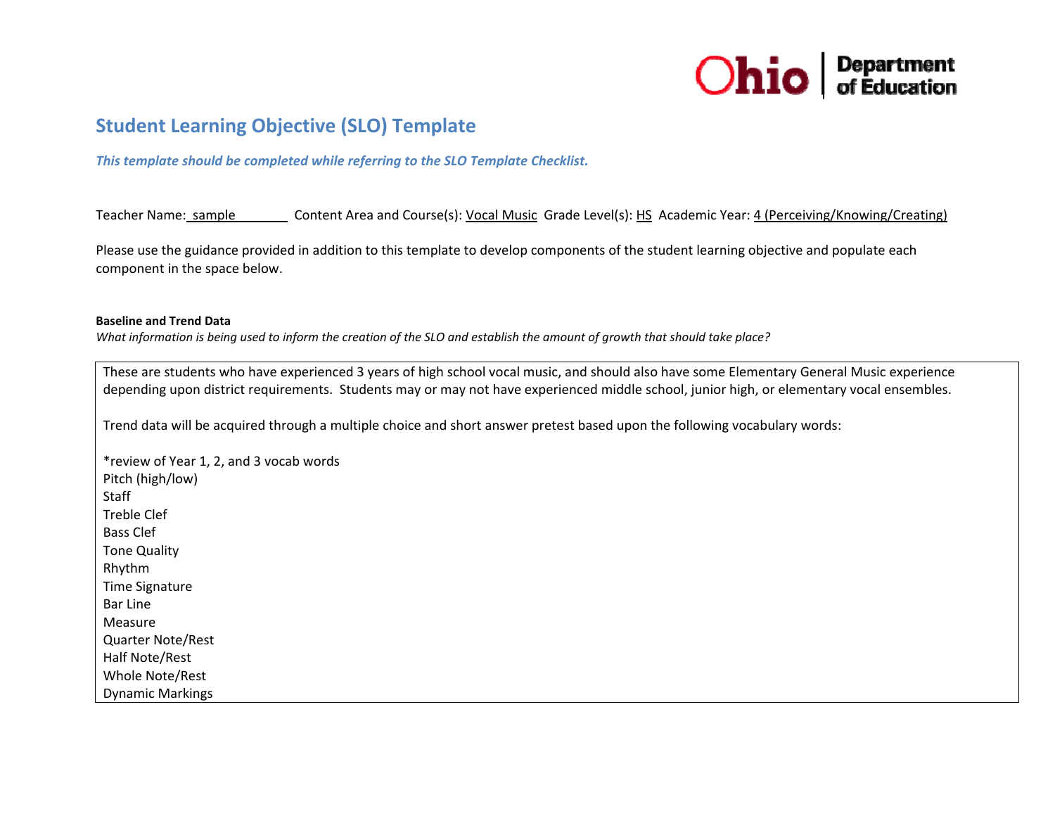# Student Learning Objective (SLO) Template

***This template should be completed while referring to the SLO Template Checklist.***

Teacher Name: sample Content Area and Course(s): Vocal Music Grade Level(s): HS Academic Year: 4 (Perceiving/Knowing/Creating)

Please use the guidance provided in addition to this template to develop components of the student learning objective and populate each component in the space below.

**Baseline and Trend Data**

*What information is being used to inform the creation of the SLO and establish the amount of growth that should take place?*

These are students who have experienced 3 years of high school vocal music, and should also have some Elementary General Music experience depending upon district requirements. Students may or may not have experienced middle school, junior high, or elementary vocal ensembles.

Trend data will be acquired through a multiple choice and short answer pretest based upon the following vocabulary words:

*review of Year 1, 2, and 3 vocab words
Pitch (high/low)
Staff
Treble Clef
Bass Clef
Tone Quality
Rhythm
Time Signature
Bar Line
Measure
Quarter Note/Rest
Half Note/Rest
Whole Note/Rest
Dynamic Markings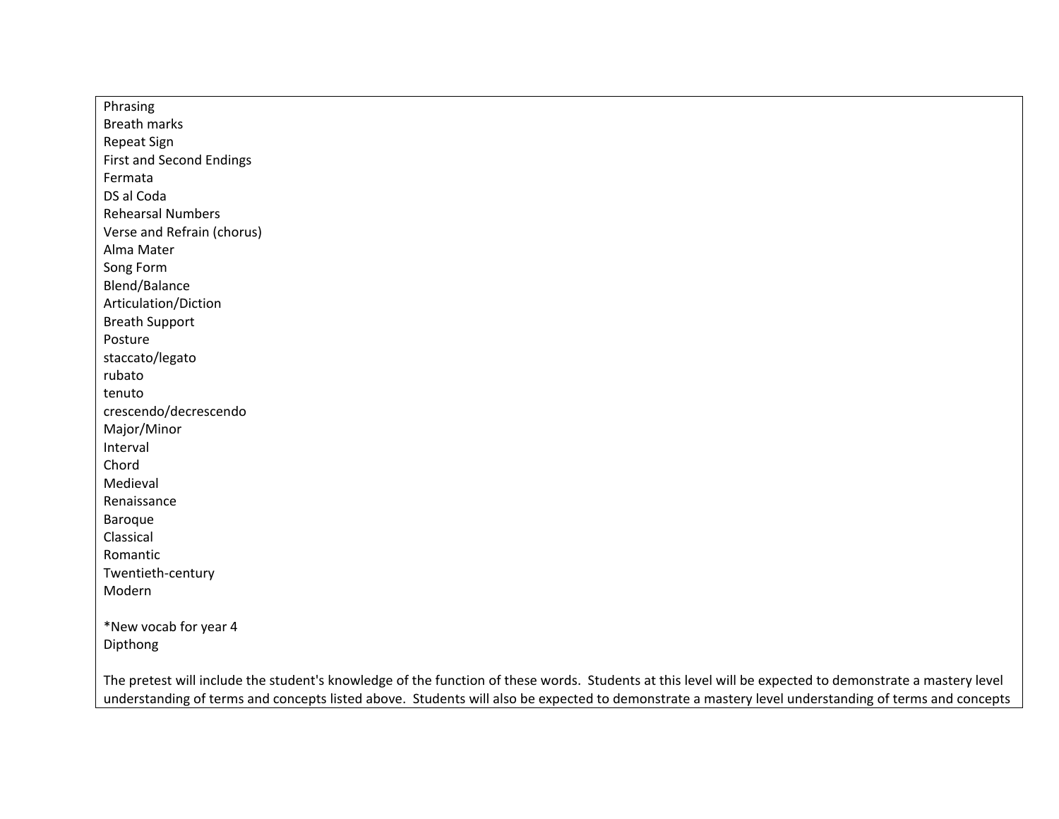Phrasing
Breath marks
Repeat Sign
First and Second Endings
Fermata
DS al Coda
Rehearsal Numbers
Verse and Refrain (chorus)
Alma Mater
Song Form
Blend/Balance
Articulation/Diction
Breath Support
Posture
staccato/legato
rubato
tenuto
crescendo/decrescendo
Major/Minor
Interval
Chord
Medieval
Renaissance
Baroque
Classical
Romantic
Twentieth-century
Modern

*New vocab for year 4
Dipthong

The pretest will include the student's knowledge of the function of these words. Students at this level will be expected to demonstrate a mastery level understanding of terms and concepts listed above. Students will also be expected to demonstrate a mastery level understanding of terms and concepts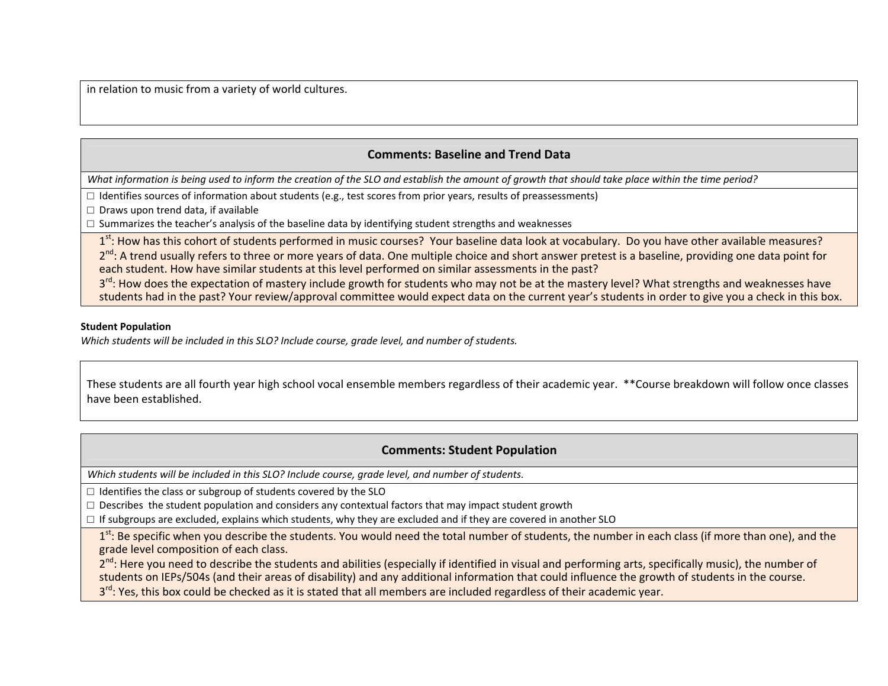in relation to music from a variety of world cultures.

## Comments: Baseline and Trend Data

*What information is being used to inform the creation of the SLO and establish the amount of growth that should take place within the time period?*

- ☐ Identifies sources of information about students (e.g., test scores from prior years, results of preassessments)
- ☐ Draws upon trend data, if available
- ☐ Summarizes the teacher's analysis of the baseline data by identifying student strengths and weaknesses

1st: How has this cohort of students performed in music courses? Your baseline data look at vocabulary. Do you have other available measures?
2nd: A trend usually refers to three or more years of data. One multiple choice and short answer pretest is a baseline, providing one data point for each student. How have similar students at this level performed on similar assessments in the past?
3rd: How does the expectation of mastery include growth for students who may not be at the mastery level? What strengths and weaknesses have students had in the past? Your review/approval committee would expect data on the current year's students in order to give you a check in this box.

**Student Population**

*Which students will be included in this SLO? Include course, grade level, and number of students.*

These students are all fourth year high school vocal ensemble members regardless of their academic year. **Course breakdown will follow once classes have been established.

## Comments: Student Population

*Which students will be included in this SLO? Include course, grade level, and number of students.*

- ☐ Identifies the class or subgroup of students covered by the SLO
- ☐ Describes the student population and considers any contextual factors that may impact student growth
- ☐ If subgroups are excluded, explains which students, why they are excluded and if they are covered in another SLO

1st: Be specific when you describe the students. You would need the total number of students, the number in each class (if more than one), and the grade level composition of each class.
2nd: Here you need to describe the students and abilities (especially if identified in visual and performing arts, specifically music), the number of students on IEPs/504s (and their areas of disability) and any additional information that could influence the growth of students in the course.
3rd: Yes, this box could be checked as it is stated that all members are included regardless of their academic year.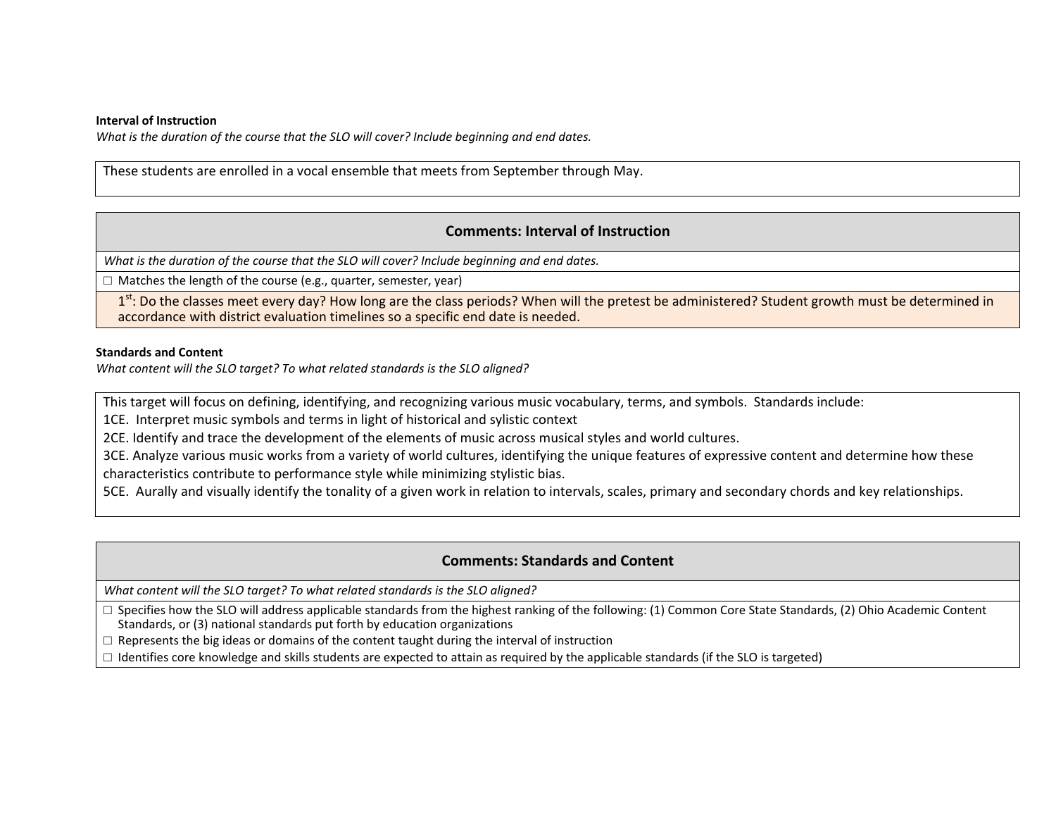**Interval of Instruction**

*What is the duration of the course that the SLO will cover? Include beginning and end dates.*

| These students are enrolled in a vocal ensemble that meets from September through May. |
|---|

| Comments: Interval of Instruction |
|---|
| *What is the duration of the course that the SLO will cover? Include beginning and end dates.* |
| ☐ Matches the length of the course (e.g., quarter, semester, year) |
| 1st: Do the classes meet every day? How long are the class periods? When will the pretest be administered? Student growth must be determined in accordance with district evaluation timelines so a specific end date is needed. |

**Standards and Content**

*What content will the SLO target? To what related standards is the SLO aligned?*

| This target will focus on defining, identifying, and recognizing various music vocabulary, terms, and symbols. Standards include:<br>1CE. Interpret music symbols and terms in light of historical and sylistic context<br>2CE. Identify and trace the development of the elements of music across musical styles and world cultures.<br>3CE. Analyze various music works from a variety of world cultures, identifying the unique features of expressive content and determine how these characteristics contribute to performance style while minimizing stylistic bias.<br>5CE. Aurally and visually identify the tonality of a given work in relation to intervals, scales, primary and secondary chords and key relationships. |
|---|

| Comments: Standards and Content |
|---|
| *What content will the SLO target? To what related standards is the SLO aligned?* |
| ☐ Specifies how the SLO will address applicable standards from the highest ranking of the following: (1) Common Core State Standards, (2) Ohio Academic Content Standards, or (3) national standards put forth by education organizations<br>☐ Represents the big ideas or domains of the content taught during the interval of instruction<br>☐ Identifies core knowledge and skills students are expected to attain as required by the applicable standards (if the SLO is targeted) |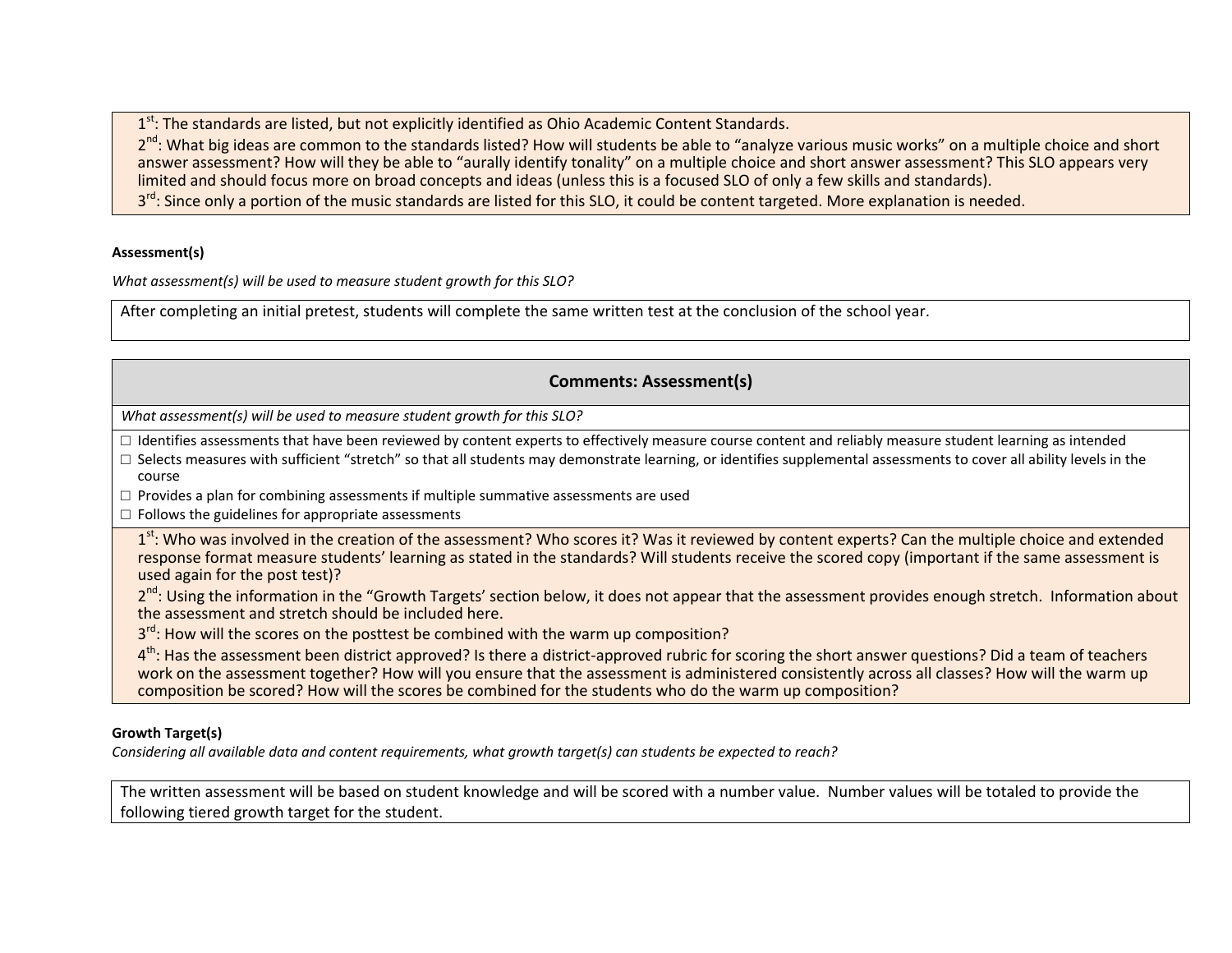1st: The standards are listed, but not explicitly identified as Ohio Academic Content Standards.
2nd: What big ideas are common to the standards listed? How will students be able to "analyze various music works" on a multiple choice and short answer assessment? How will they be able to "aurally identify tonality" on a multiple choice and short answer assessment? This SLO appears very limited and should focus more on broad concepts and ideas (unless this is a focused SLO of only a few skills and standards).
3rd: Since only a portion of the music standards are listed for this SLO, it could be content targeted. More explanation is needed.

**Assessment(s)**

*What assessment(s) will be used to measure student growth for this SLO?*

After completing an initial pretest, students will complete the same written test at the conclusion of the school year.

### Comments: Assessment(s)

*What assessment(s) will be used to measure student growth for this SLO?*

- ☐ Identifies assessments that have been reviewed by content experts to effectively measure course content and reliably measure student learning as intended
- ☐ Selects measures with sufficient "stretch" so that all students may demonstrate learning, or identifies supplemental assessments to cover all ability levels in the course
- ☐ Provides a plan for combining assessments if multiple summative assessments are used
- ☐ Follows the guidelines for appropriate assessments

1st: Who was involved in the creation of the assessment? Who scores it? Was it reviewed by content experts? Can the multiple choice and extended response format measure students' learning as stated in the standards? Will students receive the scored copy (important if the same assessment is used again for the post test)?
2nd: Using the information in the "Growth Targets' section below, it does not appear that the assessment provides enough stretch. Information about the assessment and stretch should be included here.
3rd: How will the scores on the posttest be combined with the warm up composition?
4th: Has the assessment been district approved? Is there a district-approved rubric for scoring the short answer questions? Did a team of teachers work on the assessment together? How will you ensure that the assessment is administered consistently across all classes? How will the warm up composition be scored? How will the scores be combined for the students who do the warm up composition?

**Growth Target(s)**

*Considering all available data and content requirements, what growth target(s) can students be expected to reach?*

The written assessment will be based on student knowledge and will be scored with a number value. Number values will be totaled to provide the following tiered growth target for the student.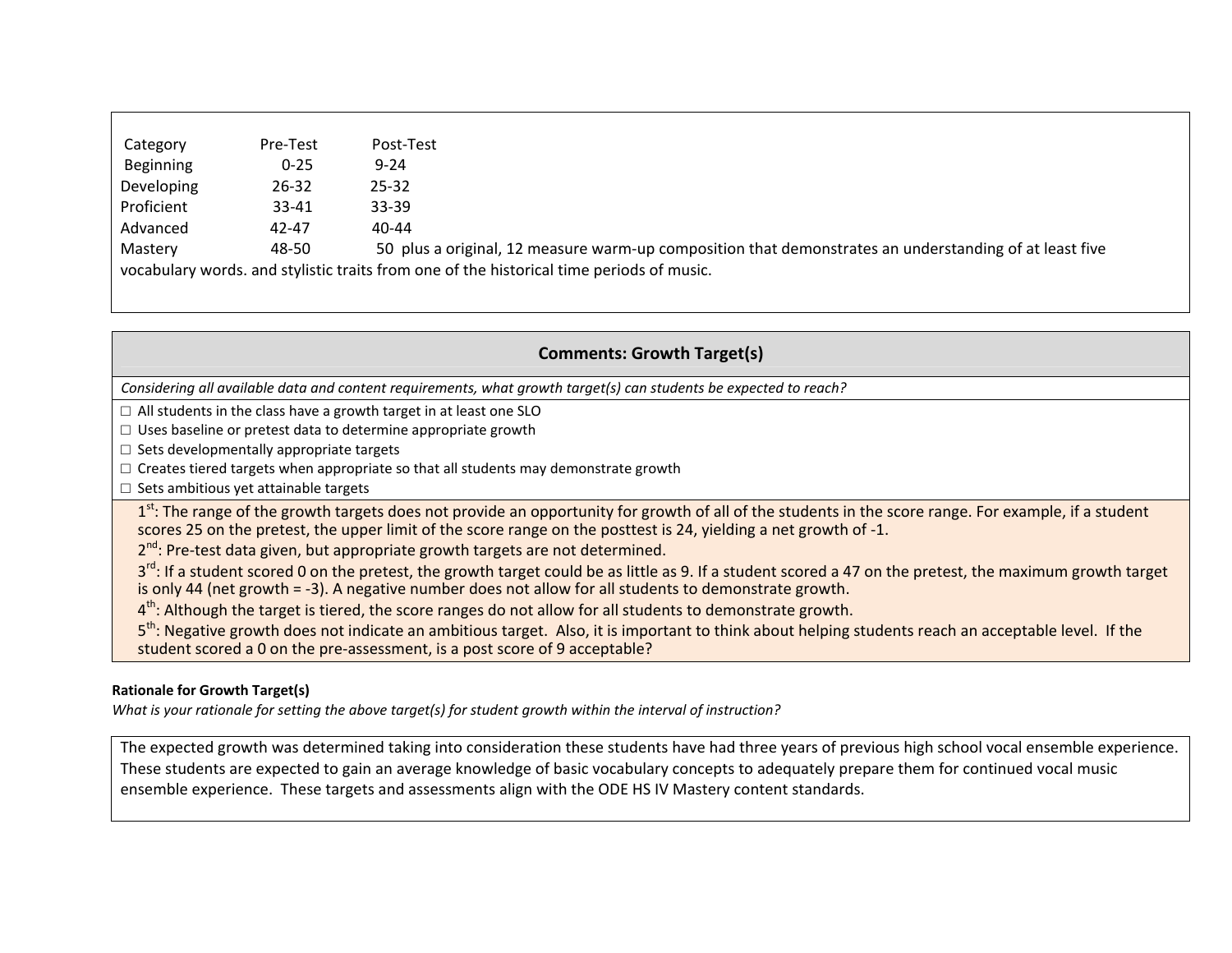| Category | Pre-Test | Post-Test |
|---|---|---|
| Beginning | 0-25 | 9-24 |
| Developing | 26-32 | 25-32 |
| Proficient | 33-41 | 33-39 |
| Advanced | 42-47 | 40-44 |
| Mastery | 48-50 | 50 plus a original, 12 measure warm-up composition that demonstrates an understanding of at least five vocabulary words. and stylistic traits from one of the historical time periods of music. |

## Comments: Growth Target(s)

*Considering all available data and content requirements, what growth target(s) can students be expected to reach?*

- ☐ All students in the class have a growth target in at least one SLO
- ☐ Uses baseline or pretest data to determine appropriate growth
- ☐ Sets developmentally appropriate targets
- ☐ Creates tiered targets when appropriate so that all students may demonstrate growth
- ☐ Sets ambitious yet attainable targets

1st: The range of the growth targets does not provide an opportunity for growth of all of the students in the score range. For example, if a student scores 25 on the pretest, the upper limit of the score range on the posttest is 24, yielding a net growth of -1.

2nd: Pre-test data given, but appropriate growth targets are not determined.

3rd: If a student scored 0 on the pretest, the growth target could be as little as 9. If a student scored a 47 on the pretest, the maximum growth target is only 44 (net growth = -3). A negative number does not allow for all students to demonstrate growth.

4th: Although the target is tiered, the score ranges do not allow for all students to demonstrate growth.

5th: Negative growth does not indicate an ambitious target. Also, it is important to think about helping students reach an acceptable level. If the student scored a 0 on the pre-assessment, is a post score of 9 acceptable?

**Rationale for Growth Target(s)**

*What is your rationale for setting the above target(s) for student growth within the interval of instruction?*

The expected growth was determined taking into consideration these students have had three years of previous high school vocal ensemble experience. These students are expected to gain an average knowledge of basic vocabulary concepts to adequately prepare them for continued vocal music ensemble experience. These targets and assessments align with the ODE HS IV Mastery content standards.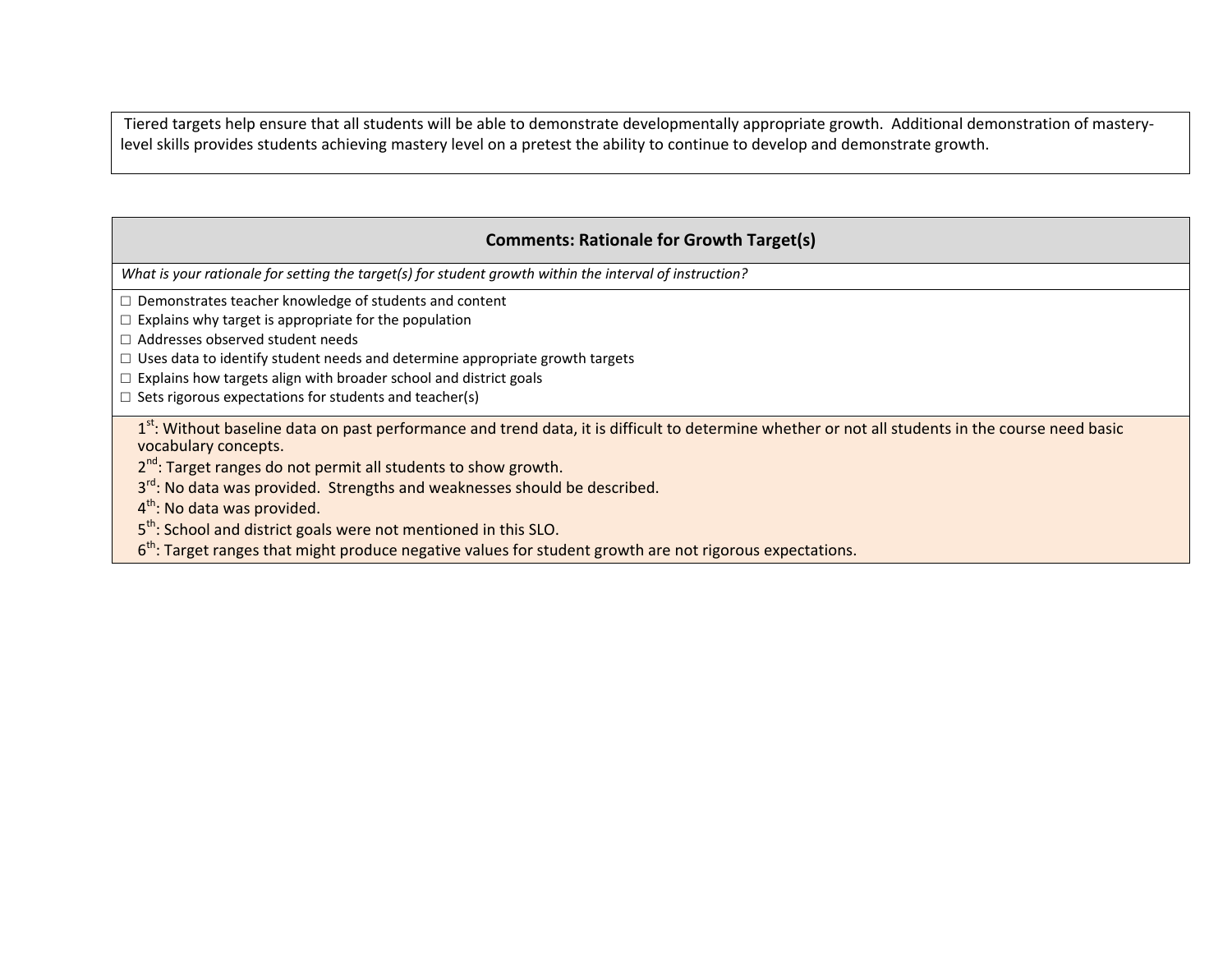| |
|---|
| Tiered targets help ensure that all students will be able to demonstrate developmentally appropriate growth. Additional demonstration of mastery-level skills provides students achieving mastery level on a pretest the ability to continue to develop and demonstrate growth. |

| **Comments: Rationale for Growth Target(s)** |
|---|
| *What is your rationale for setting the target(s) for student growth within the interval of instruction?* |
| ☐ Demonstrates teacher knowledge of students and content<br>☐ Explains why target is appropriate for the population<br>☐ Addresses observed student needs<br>☐ Uses data to identify student needs and determine appropriate growth targets<br>☐ Explains how targets align with broader school and district goals<br>☐ Sets rigorous expectations for students and teacher(s) |
| 1st: Without baseline data on past performance and trend data, it is difficult to determine whether or not all students in the course need basic vocabulary concepts.<br>2nd: Target ranges do not permit all students to show growth.<br>3rd: No data was provided. Strengths and weaknesses should be described.<br>4th: No data was provided.<br>5th: School and district goals were not mentioned in this SLO.<br>6th: Target ranges that might produce negative values for student growth are not rigorous expectations. |